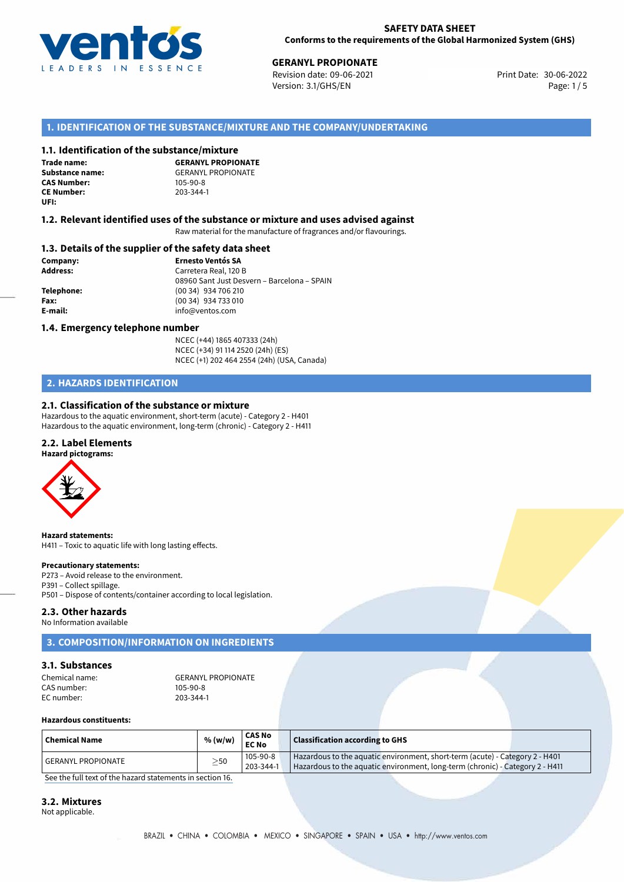**SAFETY DATA SHEET**
**Conforms to the requirements of the Global Harmonized System (GHS)**

**GERANYL PROPIONATE**
Revision date: 09-06-2021
Version: 3.1/GHS/EN
Print Date: 30-06-2022

## 1. IDENTIFICATION OF THE SUBSTANCE/MIXTURE AND THE COMPANY/UNDERTAKING

### 1.1. Identification of the substance/mixture

**Trade name:** **GERANYL PROPIONATE**
**Substance name:** GERANYL PROPIONATE
**CAS Number:** 105-90-8
**CE Number:** 203-344-1
**UFI:**

### 1.2. Relevant identified uses of the substance or mixture and uses advised against

Raw material for the manufacture of fragrances and/or flavourings.

### 1.3. Details of the supplier of the safety data sheet

**Company:** **Ernesto Ventós SA**
**Address:** Carretera Real, 120 B
08960 Sant Just Desvern – Barcelona – SPAIN
**Telephone:** (00 34) 934 706 210
**Fax:** (00 34) 934 733 010
**E-mail:** info@ventos.com

### 1.4. Emergency telephone number

NCEC (+44) 1865 407333 (24h)
NCEC (+34) 91 114 2520 (24h) (ES)
NCEC (+1) 202 464 2554 (24h) (USA, Canada)

## 2. HAZARDS IDENTIFICATION

### 2.1. Classification of the substance or mixture

Hazardous to the aquatic environment, short-term (acute) - Category 2 - H401
Hazardous to the aquatic environment, long-term (chronic) - Category 2 - H411

### 2.2. Label Elements

**Hazard pictograms:**

**Hazard statements:**
H411 – Toxic to aquatic life with long lasting effects.

**Precautionary statements:**
P273 – Avoid release to the environment.
P391 – Collect spillage.
P501 – Dispose of contents/container according to local legislation.

### 2.3. Other hazards

No Information available

## 3. COMPOSITION/INFORMATION ON INGREDIENTS

### 3.1. Substances

Chemical name: GERANYL PROPIONATE
CAS number: 105-90-8
EC number: 203-344-1

**Hazardous constituents:**

| Chemical Name | % (w/w) | CAS No EC No | Classification according to GHS |
|---|---|---|---|
| GERANYL PROPIONATE | ≥50 | 105-90-8 203-344-1 | Hazardous to the aquatic environment, short-term (acute) - Category 2 - H401 Hazardous to the aquatic environment, long-term (chronic) - Category 2 - H411 |

See the full text of the hazard statements in section 16.

### 3.2. Mixtures

Not applicable.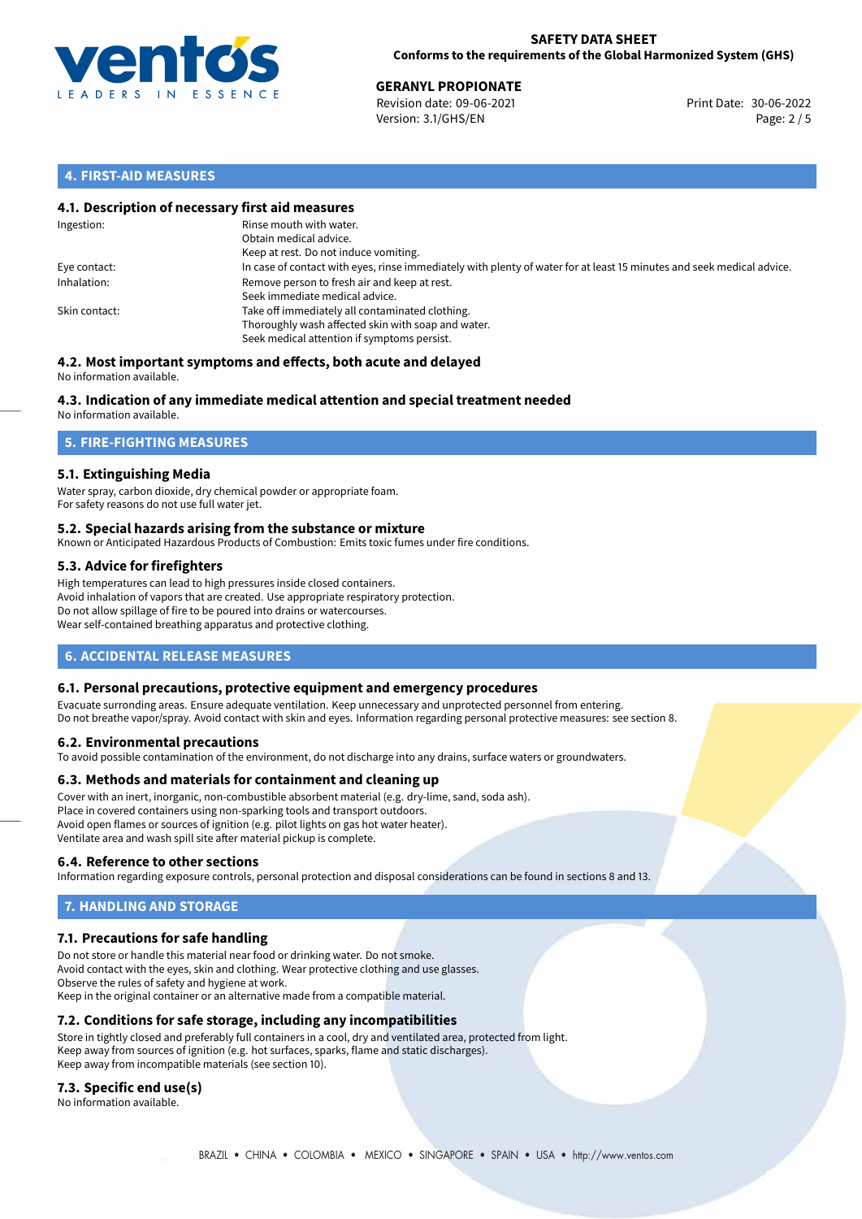## 4. FIRST-AID MEASURES

### 4.1. Description of necessary first aid measures

| | |
|---|---|
| Ingestion: | Rinse mouth with water.<br>Obtain medical advice.<br>Keep at rest. Do not induce vomiting. |
| Eye contact: | In case of contact with eyes, rinse immediately with plenty of water for at least 15 minutes and seek medical advice. |
| Inhalation: | Remove person to fresh air and keep at rest.<br>Seek immediate medical advice. |
| Skin contact: | Take off immediately all contaminated clothing.<br>Thoroughly wash affected skin with soap and water.<br>Seek medical attention if symptoms persist. |

### 4.2. Most important symptoms and effects, both acute and delayed

No information available.

### 4.3. Indication of any immediate medical attention and special treatment needed

No information available.

## 5. FIRE-FIGHTING MEASURES

### 5.1. Extinguishing Media

Water spray, carbon dioxide, dry chemical powder or appropriate foam.
For safety reasons do not use full water jet.

### 5.2. Special hazards arising from the substance or mixture

Known or Anticipated Hazardous Products of Combustion: Emits toxic fumes under fire conditions.

### 5.3. Advice for firefighters

High temperatures can lead to high pressures inside closed containers.
Avoid inhalation of vapors that are created. Use appropriate respiratory protection.
Do not allow spillage of fire to be poured into drains or watercourses.
Wear self-contained breathing apparatus and protective clothing.

## 6. ACCIDENTAL RELEASE MEASURES

### 6.1. Personal precautions, protective equipment and emergency procedures

Evacuate surronding areas. Ensure adequate ventilation. Keep unnecessary and unprotected personnel from entering.
Do not breathe vapor/spray. Avoid contact with skin and eyes. Information regarding personal protective measures: see section 8.

### 6.2. Environmental precautions

To avoid possible contamination of the environment, do not discharge into any drains, surface waters or groundwaters.

### 6.3. Methods and materials for containment and cleaning up

Cover with an inert, inorganic, non-combustible absorbent material (e.g. dry-lime, sand, soda ash).
Place in covered containers using non-sparking tools and transport outdoors.
Avoid open flames or sources of ignition (e.g. pilot lights on gas hot water heater).
Ventilate area and wash spill site after material pickup is complete.

### 6.4. Reference to other sections

Information regarding exposure controls, personal protection and disposal considerations can be found in sections 8 and 13.

## 7. HANDLING AND STORAGE

### 7.1. Precautions for safe handling

Do not store or handle this material near food or drinking water. Do not smoke.
Avoid contact with the eyes, skin and clothing. Wear protective clothing and use glasses.
Observe the rules of safety and hygiene at work.
Keep in the original container or an alternative made from a compatible material.

### 7.2. Conditions for safe storage, including any incompatibilities

Store in tightly closed and preferably full containers in a cool, dry and ventilated area, protected from light.
Keep away from sources of ignition (e.g. hot surfaces, sparks, flame and static discharges).
Keep away from incompatible materials (see section 10).

### 7.3. Specific end use(s)

No information available.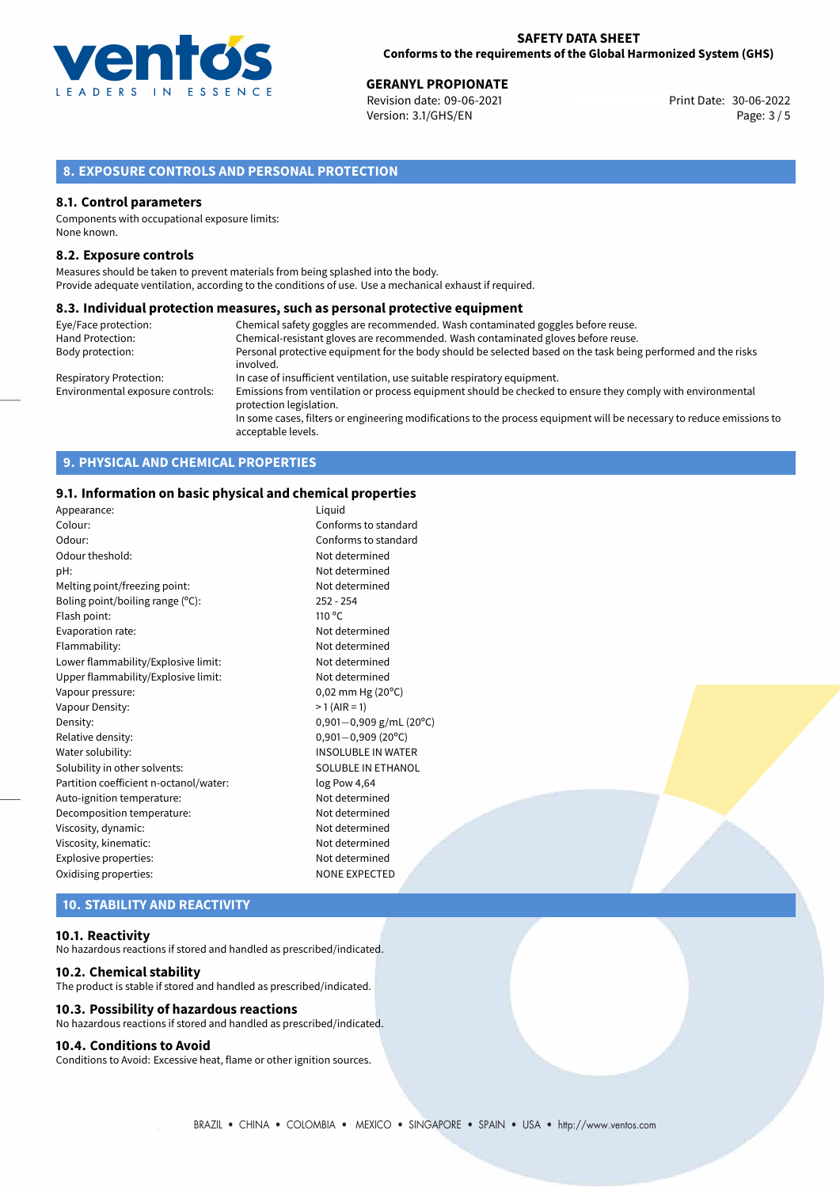## 8. EXPOSURE CONTROLS AND PERSONAL PROTECTION

### 8.1. Control parameters

Components with occupational exposure limits:
None known.

### 8.2. Exposure controls

Measures should be taken to prevent materials from being splashed into the body.
Provide adequate ventilation, according to the conditions of use. Use a mechanical exhaust if required.

### 8.3. Individual protection measures, such as personal protective equipment

| | |
|---|---|
| Eye/Face protection: | Chemical safety goggles are recommended. Wash contaminated goggles before reuse. |
| Hand Protection: | Chemical-resistant gloves are recommended. Wash contaminated gloves before reuse. |
| Body protection: | Personal protective equipment for the body should be selected based on the task being performed and the risks involved. |
| Respiratory Protection: | In case of insufficient ventilation, use suitable respiratory equipment. |
| Environmental exposure controls: | Emissions from ventilation or process equipment should be checked to ensure they comply with environmental protection legislation. In some cases, filters or engineering modifications to the process equipment will be necessary to reduce emissions to acceptable levels. |

## 9. PHYSICAL AND CHEMICAL PROPERTIES

### 9.1. Information on basic physical and chemical properties

| | |
|---|---|
| Appearance: | Liquid |
| Colour: | Conforms to standard |
| Odour: | Conforms to standard |
| Odour theshold: | Not determined |
| pH: | Not determined |
| Melting point/freezing point: | Not determined |
| Boling point/boiling range (°C): | 252 - 254 |
| Flash point: | 110 °C |
| Evaporation rate: | Not determined |
| Flammability: | Not determined |
| Lower flammability/Explosive limit: | Not determined |
| Upper flammability/Explosive limit: | Not determined |
| Vapour pressure: | 0,02 mm Hg (20°C) |
| Vapour Density: | > 1 (AIR = 1) |
| Density: | 0,901−0,909 g/mL (20°C) |
| Relative density: | 0,901−0,909 (20°C) |
| Water solubility: | INSOLUBLE IN WATER |
| Solubility in other solvents: | SOLUBLE IN ETHANOL |
| Partition coefficient n-octanol/water: | log Pow 4,64 |
| Auto-ignition temperature: | Not determined |
| Decomposition temperature: | Not determined |
| Viscosity, dynamic: | Not determined |
| Viscosity, kinematic: | Not determined |
| Explosive properties: | Not determined |
| Oxidising properties: | NONE EXPECTED |

## 10. STABILITY AND REACTIVITY

### 10.1. Reactivity

No hazardous reactions if stored and handled as prescribed/indicated.

### 10.2. Chemical stability

The product is stable if stored and handled as prescribed/indicated.

### 10.3. Possibility of hazardous reactions

No hazardous reactions if stored and handled as prescribed/indicated.

### 10.4. Conditions to Avoid

Conditions to Avoid: Excessive heat, flame or other ignition sources.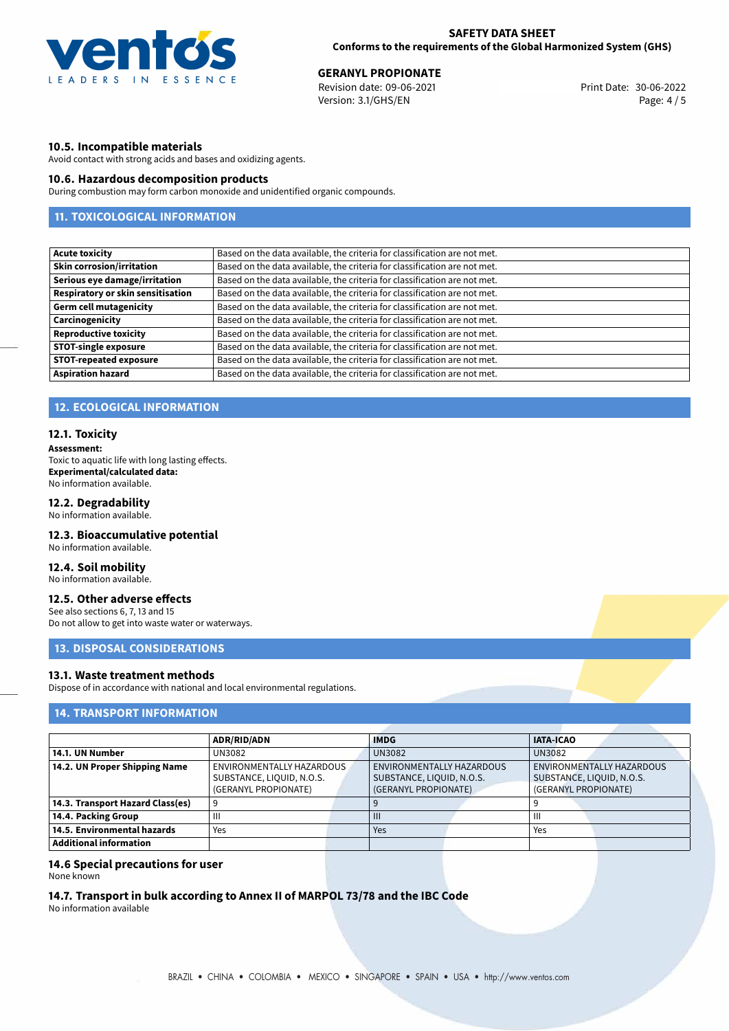### 10.5. Incompatible materials

Avoid contact with strong acids and bases and oxidizing agents.

### 10.6. Hazardous decomposition products

During combustion may form carbon monoxide and unidentified organic compounds.

## 11. TOXICOLOGICAL INFORMATION

| | |
|---|---|
| **Acute toxicity** | Based on the data available, the criteria for classification are not met. |
| **Skin corrosion/irritation** | Based on the data available, the criteria for classification are not met. |
| **Serious eye damage/irritation** | Based on the data available, the criteria for classification are not met. |
| **Respiratory or skin sensitisation** | Based on the data available, the criteria for classification are not met. |
| **Germ cell mutagenicity** | Based on the data available, the criteria for classification are not met. |
| **Carcinogenicity** | Based on the data available, the criteria for classification are not met. |
| **Reproductive toxicity** | Based on the data available, the criteria for classification are not met. |
| **STOT-single exposure** | Based on the data available, the criteria for classification are not met. |
| **STOT-repeated exposure** | Based on the data available, the criteria for classification are not met. |
| **Aspiration hazard** | Based on the data available, the criteria for classification are not met. |

## 12. ECOLOGICAL INFORMATION

### 12.1. Toxicity

**Assessment:**
Toxic to aquatic life with long lasting effects.
**Experimental/calculated data:**
No information available.

### 12.2. Degradability

No information available.

### 12.3. Bioaccumulative potential

No information available.

### 12.4. Soil mobility

No information available.

### 12.5. Other adverse effects

See also sections 6, 7, 13 and 15
Do not allow to get into waste water or waterways.

## 13. DISPOSAL CONSIDERATIONS

### 13.1. Waste treatment methods

Dispose of in accordance with national and local environmental regulations.

## 14. TRANSPORT INFORMATION

| | ADR/RID/ADN | IMDG | IATA-ICAO |
|---|---|---|---|
| **14.1. UN Number** | UN3082 | UN3082 | UN3082 |
| **14.2. UN Proper Shipping Name** | ENVIRONMENTALLY HAZARDOUS SUBSTANCE, LIQUID, N.O.S. (GERANYL PROPIONATE) | ENVIRONMENTALLY HAZARDOUS SUBSTANCE, LIQUID, N.O.S. (GERANYL PROPIONATE) | ENVIRONMENTALLY HAZARDOUS SUBSTANCE, LIQUID, N.O.S. (GERANYL PROPIONATE) |
| **14.3. Transport Hazard Class(es)** | 9 | 9 | 9 |
| **14.4. Packing Group** | III | III | III |
| **14.5. Environmental hazards** | Yes | Yes | Yes |
| **Additional information** | | | |

### 14.6 Special precautions for user

None known

### 14.7. Transport in bulk according to Annex II of MARPOL 73/78 and the IBC Code

No information available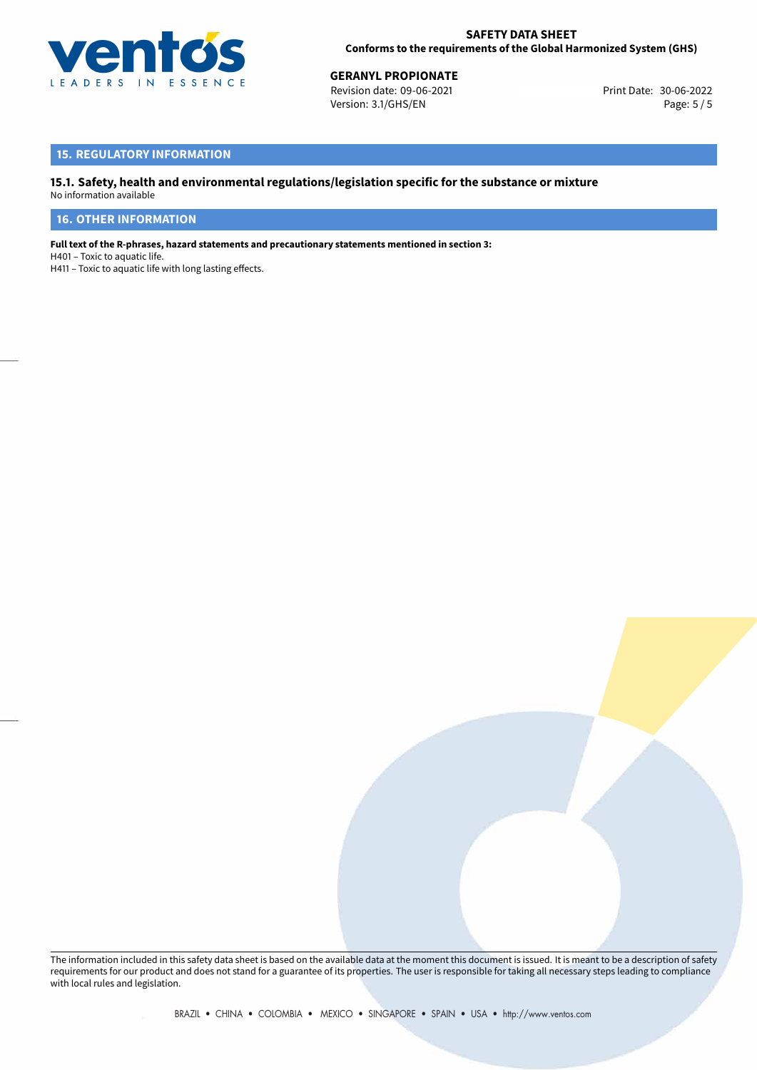## 15. REGULATORY INFORMATION

### 15.1. Safety, health and environmental regulations/legislation specific for the substance or mixture

No information available

## 16. OTHER INFORMATION

**Full text of the R-phrases, hazard statements and precautionary statements mentioned in section 3:**

H401 – Toxic to aquatic life.
H411 – Toxic to aquatic life with long lasting effects.

The information included in this safety data sheet is based on the available data at the moment this document is issued. It is meant to be a description of safety requirements for our product and does not stand for a guarantee of its properties. The user is responsible for taking all necessary steps leading to compliance with local rules and legislation.